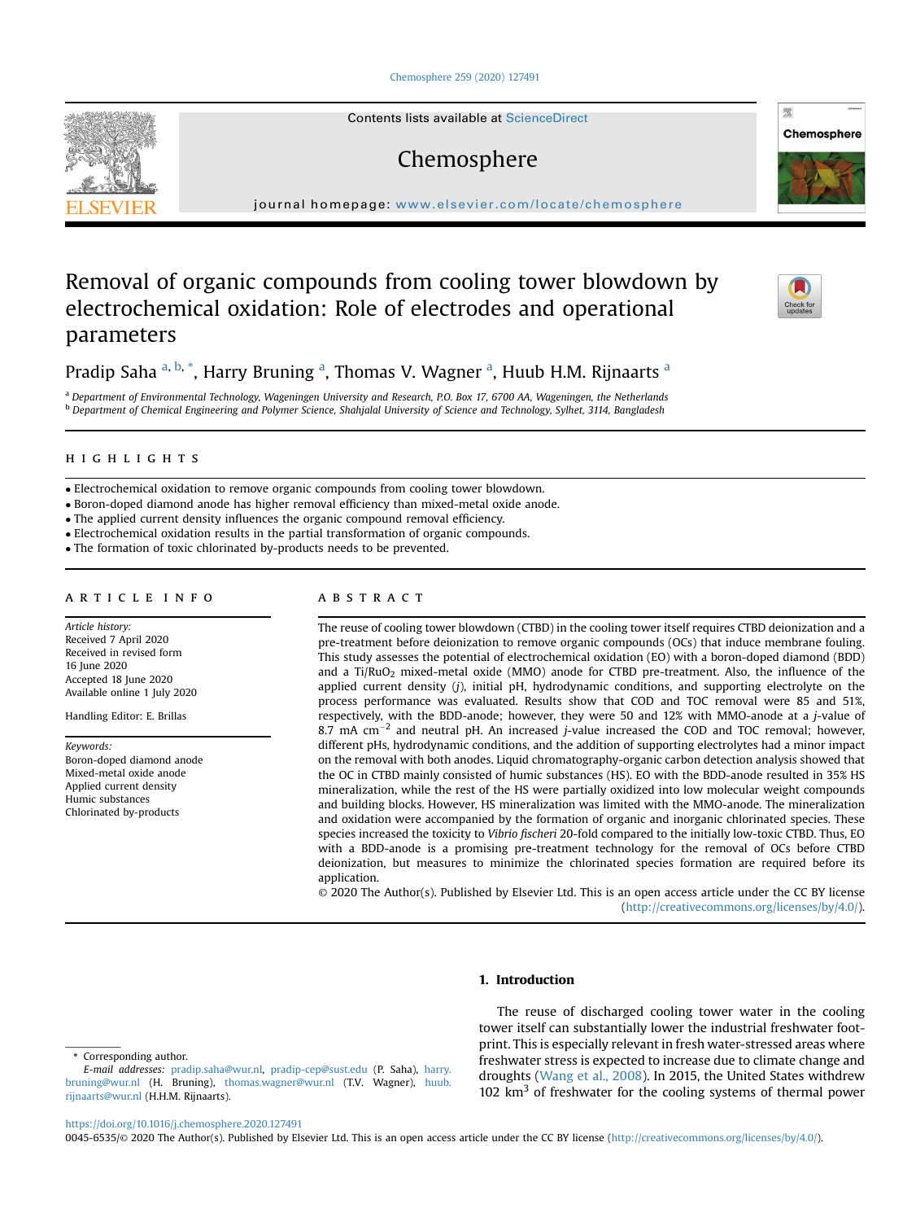# Removal of organic compounds from cooling tower blowdown by electrochemical oxidation: Role of electrodes and operational parameters

Pradip Saha [a, b, *], Harry Bruning [a], Thomas V. Wagner [a], Huub H.M. Rijnaarts [a]

[a] Department of Environmental Technology, Wageningen University and Research, P.O. Box 17, 6700 AA, Wageningen, the Netherlands
[b] Department of Chemical Engineering and Polymer Science, Shahjalal University of Science and Technology, Sylhet, 3114, Bangladesh

## HIGHLIGHTS

- Electrochemical oxidation to remove organic compounds from cooling tower blowdown.
- Boron-doped diamond anode has higher removal efficiency than mixed-metal oxide anode.
- The applied current density influences the organic compound removal efficiency.
- Electrochemical oxidation results in the partial transformation of organic compounds.
- The formation of toxic chlorinated by-products needs to be prevented.

## ARTICLE INFO

*Article history:*
Received 7 April 2020
Received in revised form
16 June 2020
Accepted 18 June 2020
Available online 1 July 2020

Handling Editor: E. Brillas

*Keywords:*
Boron-doped diamond anode
Mixed-metal oxide anode
Applied current density
Humic substances
Chlorinated by-products

## ABSTRACT

The reuse of cooling tower blowdown (CTBD) in the cooling tower itself requires CTBD deionization and a pre-treatment before deionization to remove organic compounds (OCs) that induce membrane fouling. This study assesses the potential of electrochemical oxidation (EO) with a boron-doped diamond (BDD) and a $Ti/RuO_2$ mixed-metal oxide (MMO) anode for CTBD pre-treatment. Also, the influence of the applied current density ($j$), initial pH, hydrodynamic conditions, and supporting electrolyte on the process performance was evaluated. Results show that COD and TOC removal were 85 and 51%, respectively, with the BDD-anode; however, they were 50 and 12% with MMO-anode at a $j$-value of 8.7 mA $cm^{-2}$ and neutral pH. An increased $j$-value increased the COD and TOC removal; however, different pHs, hydrodynamic conditions, and the addition of supporting electrolytes had a minor impact on the removal with both anodes. Liquid chromatography-organic carbon detection analysis showed that the OC in CTBD mainly consisted of humic substances (HS). EO with the BDD-anode resulted in 35% HS mineralization, while the rest of the HS were partially oxidized into low molecular weight compounds and building blocks. However, HS mineralization was limited with the MMO-anode. The mineralization and oxidation were accompanied by the formation of organic and inorganic chlorinated species. These species increased the toxicity to *Vibrio fischeri* 20-fold compared to the initially low-toxic CTBD. Thus, EO with a BDD-anode is a promising pre-treatment technology for the removal of OCs before CTBD deionization, but measures to minimize the chlorinated species formation are required before its application.

© 2020 The Author(s). Published by Elsevier Ltd. This is an open access article under the CC BY license (http://creativecommons.org/licenses/by/4.0/).

## 1. Introduction

The reuse of discharged cooling tower water in the cooling tower itself can substantially lower the industrial freshwater footprint. This is especially relevant in fresh water-stressed areas where freshwater stress is expected to increase due to climate change and droughts (Wang et al., 2008). In 2015, the United States withdrew 102 $km^3$ of freshwater for the cooling systems of thermal power

\* Corresponding author.
*E-mail addresses:* pradip.saha@wur.nl, pradip-cep@sust.edu (P. Saha), harry.bruning@wur.nl (H. Bruning), thomas.wagner@wur.nl (T.V. Wagner), huub.rijnaarts@wur.nl (H.H.M. Rijnaarts).

https://doi.org/10.1016/j.chemosphere.2020.127491
0045-6535/© 2020 The Author(s). Published by Elsevier Ltd. This is an open access article under the CC BY license (http://creativecommons.org/licenses/by/4.0/).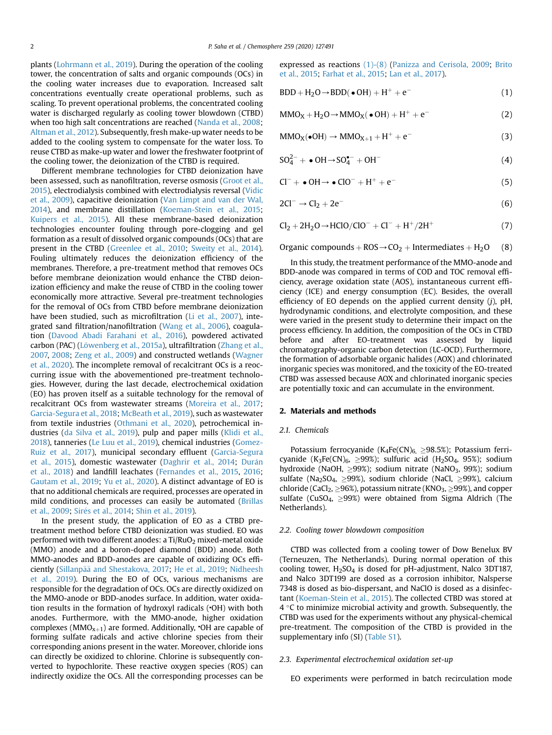plants (Lohrmann et al., 2019). During the operation of the cooling tower, the concentration of salts and organic compounds (OCs) in the cooling water increases due to evaporation. Increased salt concentrations eventually create operational problems, such as scaling. To prevent operational problems, the concentrated cooling water is discharged regularly as cooling tower blowdown (CTBD) when too high salt concentrations are reached (Nanda et al., 2008; Altman et al., 2012). Subsequently, fresh make-up water needs to be added to the cooling system to compensate for the water loss. To reuse CTBD as make-up water and lower the freshwater footprint of the cooling tower, the deionization of the CTBD is required.

Different membrane technologies for CTBD deionization have been assessed, such as nanofiltration, reverse osmosis (Groot et al., 2015), electrodialysis combined with electrodialysis reversal (Vidic et al., 2009), capacitive deionization (Van Limpt and van der Wal, 2014), and membrane distillation (Koeman-Stein et al., 2015; Kuipers et al., 2015). All these membrane-based deionization technologies encounter fouling through pore-clogging and gel formation as a result of dissolved organic compounds (OCs) that are present in the CTBD (Greenlee et al., 2010; Sweity et al., 2014). Fouling ultimately reduces the deionization efficiency of the membranes. Therefore, a pre-treatment method that removes OCs before membrane deionization would enhance the CTBD deionization efficiency and make the reuse of CTBD in the cooling tower economically more attractive. Several pre-treatment technologies for the removal of OCs from CTBD before membrane deionization have been studied, such as microfiltration (Li et al., 2007), integrated sand filtration/nanofiltration (Wang et al., 2006), coagulation (Davood Abadi Farahani et al., 2016), powdered activated carbon (PAC) (Löwenberg et al., 2015a), ultrafiltration (Zhang et al., 2007, 2008; Zeng et al., 2009) and constructed wetlands (Wagner et al., 2020). The incomplete removal of recalcitrant OCs is a reoccurring issue with the abovementioned pre-treatment technologies. However, during the last decade, electrochemical oxidation (EO) has proven itself as a suitable technology for the removal of recalcitrant OCs from wastewater streams (Moreira et al., 2017; Garcia-Segura et al., 2018; McBeath et al., 2019), such as wastewater from textile industries (Othmani et al., 2020), petrochemical industries (da Silva et al., 2019), pulp and paper mills (Klidi et al., 2018), tanneries (Le Luu et al., 2019), chemical industries (Gomez-Ruiz et al., 2017), municipal secondary effluent (Garcia-Segura et al., 2015), domestic wastewater (Daghrir et al., 2014; Durán et al., 2018) and landfill leachates (Fernandes et al., 2015, 2016; Gautam et al., 2019; Yu et al., 2020). A distinct advantage of EO is that no additional chemicals are required, processes are operated in mild conditions, and processes can easily be automated (Brillas et al., 2009; Sirés et al., 2014; Shin et al., 2019).

In the present study, the application of EO as a CTBD pre-treatment method before CTBD deionization was studied. EO was performed with two different anodes: a $Ti/RuO_2$ mixed-metal oxide (MMO) anode and a boron-doped diamond (BDD) anode. Both MMO-anodes and BDD-anodes are capable of oxidizing OCs efficiently (Sillanpää and Shestakova, 2017; He et al., 2019; Nidheesh et al., 2019). During the EO of OCs, various mechanisms are responsible for the degradation of OCs. OCs are directly oxidized on the MMO-anode or BDD-anodes surface. In addition, water oxidation results in the formation of hydroxyl radicals (•OH) with both anodes. Furthermore, with the MMO-anode, higher oxidation complexes ($MMO_{x+1}$) are formed. Additionally, •OH are capable of forming sulfate radicals and active chlorine species from their corresponding anions present in the water. Moreover, chloride ions can directly be oxidized to chlorine. Chlorine is subsequently converted to hypochlorite. These reactive oxygen species (ROS) can indirectly oxidize the OCs. All the corresponding processes can be expressed as reactions (1)-(8) (Panizza and Cerisola, 2009; Brito et al., 2015; Farhat et al., 2015; Lan et al., 2017).

$$BDD + H_2O \rightarrow BDD(\bullet OH) + H^+ + e^- \quad (1)$$

$$MMO_X + H_2O \rightarrow MMO_X(\bullet OH) + H^+ + e^- \quad (2)$$

$$MMO_X(\bullet OH) \rightarrow MMO_{X+1} + H^+ + e^- \quad (3)$$

$$SO_4^{2-} + \bullet OH \rightarrow SO_4^{\bullet -} + OH^- \quad (4)$$

$$Cl^- + \bullet OH \rightarrow \bullet ClO^- + H^+ + e^- \quad (5)$$

$$2Cl^- \rightarrow Cl_2 + 2e^- \quad (6)$$

$$Cl_2 + 2H_2O \rightarrow HClO/ClO^- + Cl^- + H^+/2H^+ \quad (7)$$

$$\text{Organic compounds} + \text{ROS} \rightarrow CO_2 + \text{Intermediates} + H_2O \quad (8)$$

In this study, the treatment performance of the MMO-anode and BDD-anode was compared in terms of COD and TOC removal efficiency, average oxidation state (AOS), instantaneous current efficiency (ICE) and energy consumption (EC). Besides, the overall efficiency of EO depends on the applied current density ($j$), pH, hydrodynamic conditions, and electrolyte composition, and these were varied in the present study to determine their impact on the process efficiency. In addition, the composition of the OCs in CTBD before and after EO-treatment was assessed by liquid chromatography-organic carbon detection (LC-OCD). Furthermore, the formation of adsorbable organic halides (AOX) and chlorinated inorganic species was monitored, and the toxicity of the EO-treated CTBD was assessed because AOX and chlorinated inorganic species are potentially toxic and can accumulate in the environment.

## 2. Materials and methods

### 2.1. Chemicals

Potassium ferrocyanide ($K_4Fe(CN)_6$, ≥98.5%); Potassium ferricyanide ($K_3Fe(CN)_6$, ≥99%); sulfuric acid ($H_2SO_4$, 95%); sodium hydroxide (NaOH, ≥99%); sodium nitrate ($NaNO_3$, 99%); sodium sulfate ($Na_2SO_4$, ≥99%), sodium chloride (NaCl, ≥99%), calcium chloride ($CaCl_2$, ≥96%), potassium nitrate ($KNO_3$, ≥99%), and copper sulfate ($CuSO_4$, ≥99%) were obtained from Sigma Aldrich (The Netherlands).

### 2.2. Cooling tower blowdown composition

CTBD was collected from a cooling tower of Dow Benelux BV (Terneuzen, The Netherlands). During normal operation of this cooling tower, $H_2SO_4$ is dosed for pH-adjustment, Nalco 3DT187, and Nalco 3DT199 are dosed as a corrosion inhibitor, Nalsperse 7348 is dosed as bio-dispersant, and NaClO is dosed as a disinfectant (Koeman-Stein et al., 2015). The collected CTBD was stored at 4 °C to minimize microbial activity and growth. Subsequently, the CTBD was used for the experiments without any physical-chemical pre-treatment. The composition of the CTBD is provided in the supplementary info (SI) (Table S1).

### 2.3. Experimental electrochemical oxidation set-up

EO experiments were performed in batch recirculation mode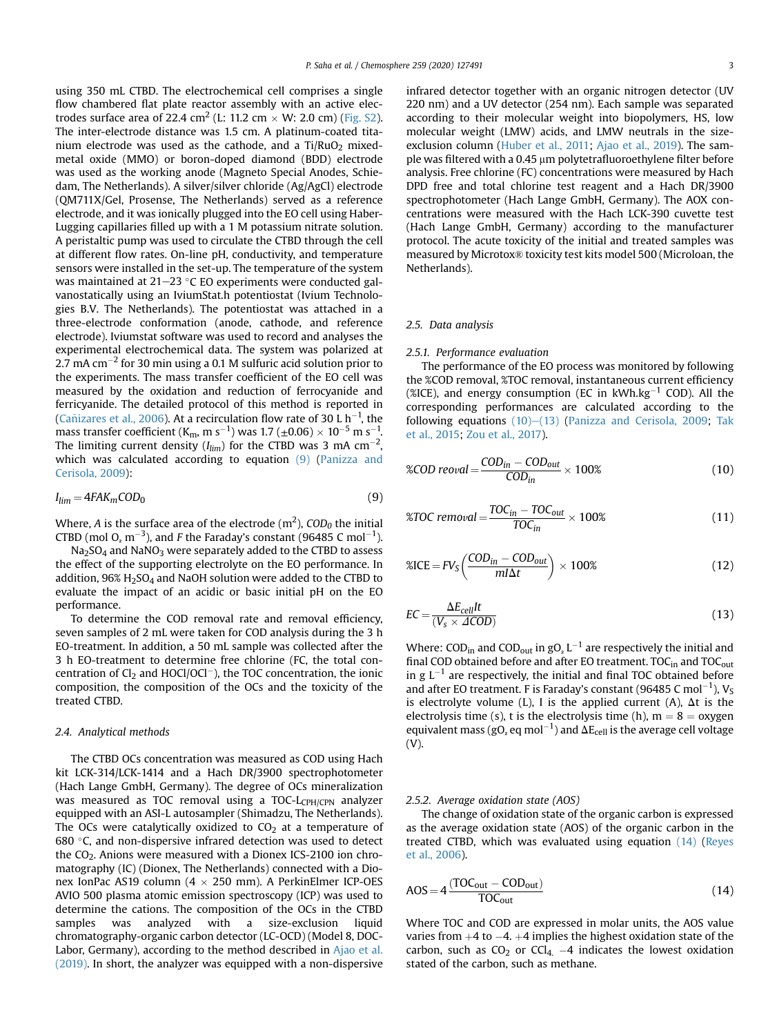using 350 mL CTBD. The electrochemical cell comprises a single flow chambered flat plate reactor assembly with an active electrodes surface area of 22.4 $cm^2$ (L: 11.2 cm × W: 2.0 cm) (Fig. S2). The inter-electrode distance was 1.5 cm. A platinum-coated titanium electrode was used as the cathode, and a $Ti/RuO_2$ mixed-metal oxide (MMO) or boron-doped diamond (BDD) electrode was used as the working anode (Magneto Special Anodes, Schiedam, The Netherlands). A silver/silver chloride (Ag/AgCl) electrode (QM711X/Gel, Prosense, The Netherlands) served as a reference electrode, and it was ionically plugged into the EO cell using Haber-Lugging capillaries filled up with a 1 M potassium nitrate solution. A peristaltic pump was used to circulate the CTBD through the cell at different flow rates. On-line pH, conductivity, and temperature sensors were installed in the set-up. The temperature of the system was maintained at 21–23 °C EO experiments were conducted galvanostatically using an IviumStat.h potentiostat (Ivium Technologies B.V. The Netherlands). The potentiostat was attached in a three-electrode conformation (anode, cathode, and reference electrode). Iviumstat software was used to record and analyses the experimental electrochemical data. The system was polarized at 2.7 mA $cm^{-2}$ for 30 min using a 0.1 M sulfuric acid solution prior to the experiments. The mass transfer coefficient of the EO cell was measured by the oxidation and reduction of ferrocyanide and ferricyanide. The detailed protocol of this method is reported in (Cañizares et al., 2006). At a recirculation flow rate of 30 L $h^{-1}$, the mass transfer coefficient ($K_m$, m $s^{-1}$) was 1.7 (±0.06) × $10^{-5}$ m $s^{-1}$. The limiting current density ($I_{lim}$) for the CTBD was 3 mA $cm^{-2}$, which was calculated according to equation (9) (Panizza and Cerisola, 2009):

$$I_{lim} = 4FAK_mCOD_0 \tag{9}$$

Where, $A$ is the surface area of the electrode ($m^2$), $COD_0$ the initial CTBD (mol $O_2$ $m^{-3}$), and $F$ the Faraday's constant (96485 C $mol^{-1}$).

$Na_2SO_4$ and $NaNO_3$ were separately added to the CTBD to assess the effect of the supporting electrolyte on the EO performance. In addition, 96% $H_2SO_4$ and NaOH solution were added to the CTBD to evaluate the impact of an acidic or basic initial pH on the EO performance.

To determine the COD removal rate and removal efficiency, seven samples of 2 mL were taken for COD analysis during the 3 h EO-treatment. In addition, a 50 mL sample was collected after the 3 h EO-treatment to determine free chlorine (FC, the total concentration of $Cl_2$ and $HOCl/OCl^-$), the TOC concentration, the ionic composition, the composition of the OCs and the toxicity of the treated CTBD.

### 2.4. Analytical methods

The CTBD OCs concentration was measured as COD using Hach kit LCK-314/LCK-1414 and a Hach DR/3900 spectrophotometer (Hach Lange GmbH, Germany). The degree of OCs mineralization was measured as TOC removal using a TOC-$L_{CPH/CPN}$ analyzer equipped with an ASI-L autosampler (Shimadzu, The Netherlands). The OCs were catalytically oxidized to $CO_2$ at a temperature of 680 °C, and non-dispersive infrared detection was used to detect the $CO_2$. Anions were measured with a Dionex ICS-2100 ion chromatography (IC) (Dionex, The Netherlands) connected with a Dionex IonPac AS19 column (4 × 250 mm). A PerkinElmer ICP-OES AVIO 500 plasma atomic emission spectroscopy (ICP) was used to determine the cations. The composition of the OCs in the CTBD samples was analyzed with a size-exclusion liquid chromatography-organic carbon detector (LC-OCD) (Model 8, DOC-Labor, Germany), according to the method described in Ajao et al. (2019). In short, the analyzer was equipped with a non-dispersive infrared detector together with an organic nitrogen detector (UV 220 nm) and a UV detector (254 nm). Each sample was separated according to their molecular weight into biopolymers, HS, low molecular weight (LMW) acids, and LMW neutrals in the size-exclusion column (Huber et al., 2011; Ajao et al., 2019). The sample was filtered with a 0.45 μm polytetrafluoroethylene filter before analysis. Free chlorine (FC) concentrations were measured by Hach DPD free and total chlorine test reagent and a Hach DR/3900 spectrophotometer (Hach Lange GmbH, Germany). The AOX concentrations were measured with the Hach LCK-390 cuvette test (Hach Lange GmbH, Germany) according to the manufacturer protocol. The acute toxicity of the initial and treated samples was measured by Microtox® toxicity test kits model 500 (Microloan, the Netherlands).

### 2.5. Data analysis

#### 2.5.1. Performance evaluation

The performance of the EO process was monitored by following the %COD removal, %TOC removal, instantaneous current efficiency (%ICE), and energy consumption (EC in kWh.$kg^{-1}$ COD). All the corresponding performances are calculated according to the following equations (10)–(13) (Panizza and Cerisola, 2009; Tak et al., 2015; Zou et al., 2017).

$$\%COD\ reoval = \frac{COD_{in} - COD_{out}}{COD_{in}} \times 100\% \tag{10}$$

$$\%TOC\ removal = \frac{TOC_{in} - TOC_{out}}{TOC_{in}} \times 100\% \tag{11}$$

$$\%ICE = FV_S\left(\frac{COD_{in} - COD_{out}}{mI\Delta t}\right) \times 100\% \tag{12}$$

$$EC = \frac{\Delta E_{cell}It}{(V_s \times \Delta COD)} \tag{13}$$

Where: $COD_{in}$ and $COD_{out}$ in g$O_2$ $L^{-1}$ are respectively the initial and final COD obtained before and after EO treatment. $TOC_{in}$ and $TOC_{out}$ in g $L^{-1}$ are respectively, the initial and final TOC obtained before and after EO treatment. F is Faraday's constant (96485 C $mol^{-1}$), $V_S$ is electrolyte volume (L), I is the applied current (A), Δt is the electrolysis time (s), t is the electrolysis time (h), m = 8 = oxygen equivalent mass (g$O_2$ eq $mol^{-1}$) and $\Delta E_{cell}$ is the average cell voltage (V).

#### 2.5.2. Average oxidation state (AOS)

The change of oxidation state of the organic carbon is expressed as the average oxidation state (AOS) of the organic carbon in the treated CTBD, which was evaluated using equation (14) (Reyes et al., 2006).

$$AOS = 4\frac{(TOC_{out} - COD_{out})}{TOC_{out}} \tag{14}$$

Where TOC and COD are expressed in molar units, the AOS value varies from +4 to −4. +4 implies the highest oxidation state of the carbon, such as $CO_2$ or $CCl_4$. −4 indicates the lowest oxidation stated of the carbon, such as methane.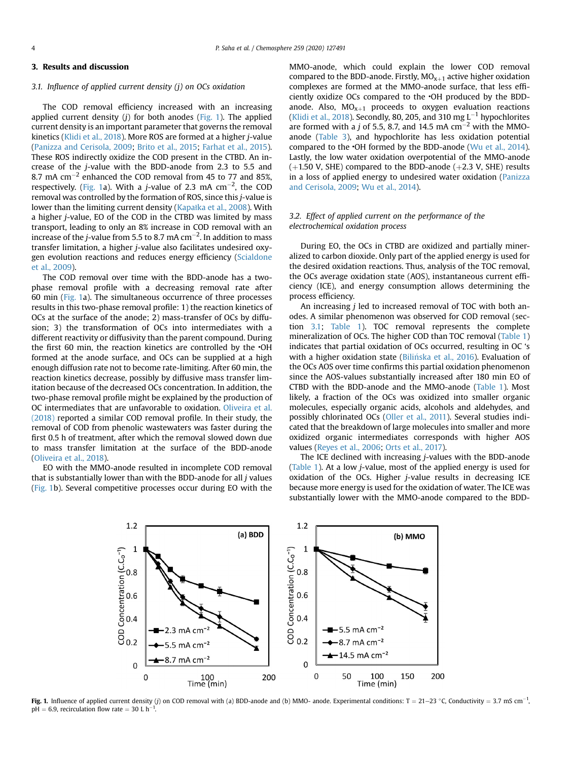## 3. Results and discussion

### 3.1. Influence of applied current density (*j*) on OCs oxidation

The COD removal efficiency increased with an increasing applied current density (*j*) for both anodes (Fig. 1). The applied current density is an important parameter that governs the removal kinetics (Klidi et al., 2018). More ROS are formed at a higher *j*-value (Panizza and Cerisola, 2009; Brito et al., 2015; Farhat et al., 2015). These ROS indirectly oxidize the COD present in the CTBD. An increase of the *j*-value with the BDD-anode from 2.3 to 5.5 and 8.7 mA $cm^{-2}$ enhanced the COD removal from 45 to 77 and 85%, respectively. (Fig. 1a). With a *j*-value of 2.3 mA $cm^{-2}$, the COD removal was controlled by the formation of ROS, since this *j*-value is lower than the limiting current density (Kapałka et al., 2008). With a higher *j*-value, EO of the COD in the CTBD was limited by mass transport, leading to only an 8% increase in COD removal with an increase of the *j*-value from 5.5 to 8.7 mA $cm^{-2}$. In addition to mass transfer limitation, a higher *j*-value also facilitates undesired oxygen evolution reactions and reduces energy efficiency (Scialdone et al., 2009).

The COD removal over time with the BDD-anode has a two-phase removal profile with a decreasing removal rate after 60 min (Fig. 1a). The simultaneous occurrence of three processes results in this two-phase removal profile: 1) the reaction kinetics of OCs at the surface of the anode; 2) mass-transfer of OCs by diffusion; 3) the transformation of OCs into intermediates with a different reactivity or diffusivity than the parent compound. During the first 60 min, the reaction kinetics are controlled by the •OH formed at the anode surface, and OCs can be supplied at a high enough diffusion rate not to become rate-limiting. After 60 min, the reaction kinetics decrease, possibly by diffusive mass transfer limitation because of the decreased OCs concentration. In addition, the two-phase removal profile might be explained by the production of OC intermediates that are unfavorable to oxidation. Oliveira et al. (2018) reported a similar COD removal profile. In their study, the removal of COD from phenolic wastewaters was faster during the first 0.5 h of treatment, after which the removal slowed down due to mass transfer limitation at the surface of the BDD-anode (Oliveira et al., 2018).

EO with the MMO-anode resulted in incomplete COD removal that is substantially lower than with the BDD-anode for all *j* values (Fig. 1b). Several competitive processes occur during EO with the MMO-anode, which could explain the lower COD removal compared to the BDD-anode. Firstly, $MO_{x+1}$ active higher oxidation complexes are formed at the MMO-anode surface, that less efficiently oxidize OCs compared to the •OH produced by the BDD-anode. Also, $MO_{x+1}$ proceeds to oxygen evaluation reactions (Klidi et al., 2018). Secondly, 80, 205, and 310 mg $L^{-1}$ hypochlorites are formed with a *j* of 5.5, 8.7, and 14.5 mA $cm^{-2}$ with the MMO-anode (Table 3), and hypochlorite has less oxidation potential compared to the •OH formed by the BDD-anode (Wu et al., 2014). Lastly, the low water oxidation overpotential of the MMO-anode (+1.50 V, SHE) compared to the BDD-anode (+2.3 V, SHE) results in a loss of applied energy to undesired water oxidation (Panizza and Cerisola, 2009; Wu et al., 2014).

### 3.2. Effect of applied current on the performance of the electrochemical oxidation process

During EO, the OCs in CTBD are oxidized and partially mineralized to carbon dioxide. Only part of the applied energy is used for the desired oxidation reactions. Thus, analysis of the TOC removal, the OCs average oxidation state (AOS), instantaneous current efficiency (ICE), and energy consumption allows determining the process efficiency.

An increasing *j* led to increased removal of TOC with both anodes. A similar phenomenon was observed for COD removal (section 3.1; Table 1). TOC removal represents the complete mineralization of OCs. The higher COD than TOC removal (Table 1) indicates that partial oxidation of OCs occurred, resulting in OC 's with a higher oxidation state (Bilińska et al., 2016). Evaluation of the OCs AOS over time confirms this partial oxidation phenomenon since the AOS-values substantially increased after 180 min EO of CTBD with the BDD-anode and the MMO-anode (Table 1). Most likely, a fraction of the OCs was oxidized into smaller organic molecules, especially organic acids, alcohols and aldehydes, and possibly chlorinated OCs (Oller et al., 2011). Several studies indicated that the breakdown of large molecules into smaller and more oxidized organic intermediates corresponds with higher AOS values (Reyes et al., 2006; Orts et al., 2017).

The ICE declined with increasing *j*-values with the BDD-anode (Table 1). At a low *j*-value, most of the applied energy is used for oxidation of the OCs. Higher *j*-value results in decreasing ICE because more energy is used for the oxidation of water. The ICE was substantially lower with the MMO-anode compared to the BDD-

**Fig. 1.** Influence of applied current density (*j*) on COD removal with (a) BDD-anode and (b) MMO- anode. Experimental conditions: T = 21–23 °C, Conductivity = 3.7 mS $cm^{-1}$, pH = 6.9, recirculation flow rate = 30 L $h^{-1}$.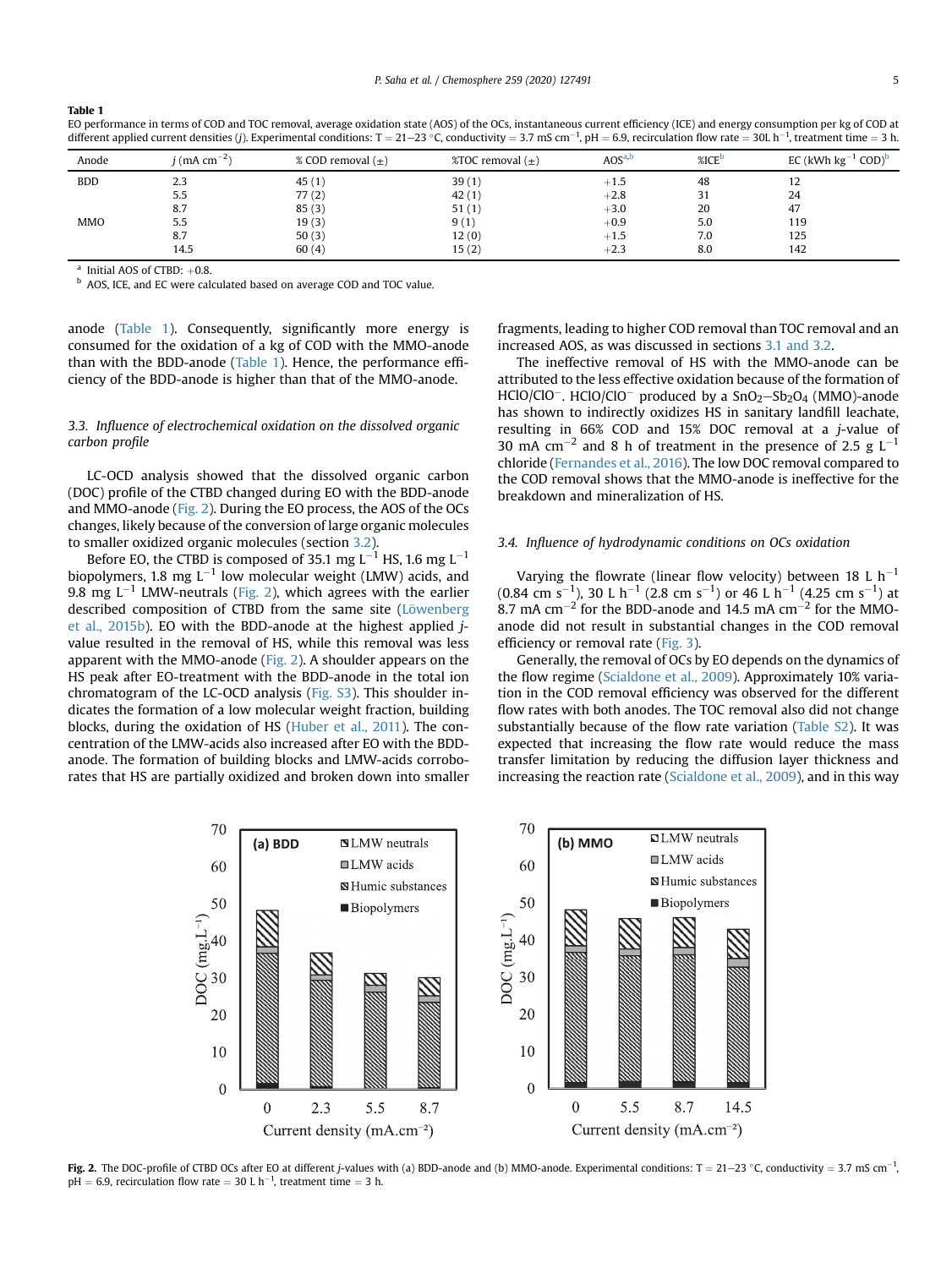**Table 1**
EO performance in terms of COD and TOC removal, average oxidation state (AOS) of the OCs, instantaneous current efficiency (ICE) and energy consumption per kg of COD at different applied current densities ($j$). Experimental conditions: T = 21–23 °C, conductivity = 3.7 mS cm$^{-1}$, pH = 6.9, recirculation flow rate = 30L h$^{-1}$, treatment time = 3 h.

| Anode | $j$ (mA cm$^{-2}$) | % COD removal (±) | %TOC removal (±) | AOS[a,b] | %ICE[b] | EC (kWh kg$^{-1}$ COD)[b] |
|---|---|---|---|---|---|---|
| BDD | 2.3 | 45 (1) | 39 (1) | +1.5 | 48 | 12 |
| | 5.5 | 77 (2) | 42 (1) | +2.8 | 31 | 24 |
| | 8.7 | 85 (3) | 51 (1) | +3.0 | 20 | 47 |
| MMO | 5.5 | 19 (3) | 9 (1) | +0.9 | 5.0 | 119 |
| | 8.7 | 50 (3) | 12 (0) | +1.5 | 7.0 | 125 |
| | 14.5 | 60 (4) | 15 (2) | +2.3 | 8.0 | 142 |

[a] Initial AOS of CTBD: +0.8.
[b] AOS, ICE, and EC were calculated based on average COD and TOC value.

anode (Table 1). Consequently, significantly more energy is consumed for the oxidation of a kg of COD with the MMO-anode than with the BDD-anode (Table 1). Hence, the performance efficiency of the BDD-anode is higher than that of the MMO-anode.

### 3.3. Influence of electrochemical oxidation on the dissolved organic carbon profile

LC-OCD analysis showed that the dissolved organic carbon (DOC) profile of the CTBD changed during EO with the BDD-anode and MMO-anode (Fig. 2). During the EO process, the AOS of the OCs changes, likely because of the conversion of large organic molecules to smaller oxidized organic molecules (section 3.2).

Before EO, the CTBD is composed of 35.1 mg L$^{-1}$ HS, 1.6 mg L$^{-1}$ biopolymers, 1.8 mg L$^{-1}$ low molecular weight (LMW) acids, and 9.8 mg L$^{-1}$ LMW-neutrals (Fig. 2), which agrees with the earlier described composition of CTBD from the same site (Löwenberg et al., 2015b). EO with the BDD-anode at the highest applied $j$-value resulted in the removal of HS, while this removal was less apparent with the MMO-anode (Fig. 2). A shoulder appears on the HS peak after EO-treatment with the BDD-anode in the total ion chromatogram of the LC-OCD analysis (Fig. S3). This shoulder indicates the formation of a low molecular weight fraction, building blocks, during the oxidation of HS (Huber et al., 2011). The concentration of the LMW-acids also increased after EO with the BDD-anode. The formation of building blocks and LMW-acids corroborates that HS are partially oxidized and broken down into smaller fragments, leading to higher COD removal than TOC removal and an increased AOS, as was discussed in sections 3.1 and 3.2.

The ineffective removal of HS with the MMO-anode can be attributed to the less effective oxidation because of the formation of $HClO/ClO^-$. $HClO/ClO^-$ produced by a $SnO_2-Sb_2O_4$ (MMO)-anode has shown to indirectly oxidizes HS in sanitary landfill leachate, resulting in 66% COD and 15% DOC removal at a $j$-value of 30 mA cm$^{-2}$ and 8 h of treatment in the presence of 2.5 g L$^{-1}$ chloride (Fernandes et al., 2016). The low DOC removal compared to the COD removal shows that the MMO-anode is ineffective for the breakdown and mineralization of HS.

### 3.4. Influence of hydrodynamic conditions on OCs oxidation

Varying the flowrate (linear flow velocity) between 18 L h$^{-1}$ (0.84 cm s$^{-1}$), 30 L h$^{-1}$ (2.8 cm s$^{-1}$) or 46 L h$^{-1}$ (4.25 cm s$^{-1}$) at 8.7 mA cm$^{-2}$ for the BDD-anode and 14.5 mA cm$^{-2}$ for the MMO-anode did not result in substantial changes in the COD removal efficiency or removal rate (Fig. 3).

Generally, the removal of OCs by EO depends on the dynamics of the flow regime (Scialdone et al., 2009). Approximately 10% variation in the COD removal efficiency was observed for the different flow rates with both anodes. The TOC removal also did not change substantially because of the flow rate variation (Table S2). It was expected that increasing the flow rate would reduce the mass transfer limitation by reducing the diffusion layer thickness and increasing the reaction rate (Scialdone et al., 2009), and in this way

**Fig. 2.** The DOC-profile of CTBD OCs after EO at different $j$-values with (a) BDD-anode and (b) MMO-anode. Experimental conditions: T = 21–23 °C, conductivity = 3.7 mS cm$^{-1}$, pH = 6.9, recirculation flow rate = 30 L h$^{-1}$, treatment time = 3 h.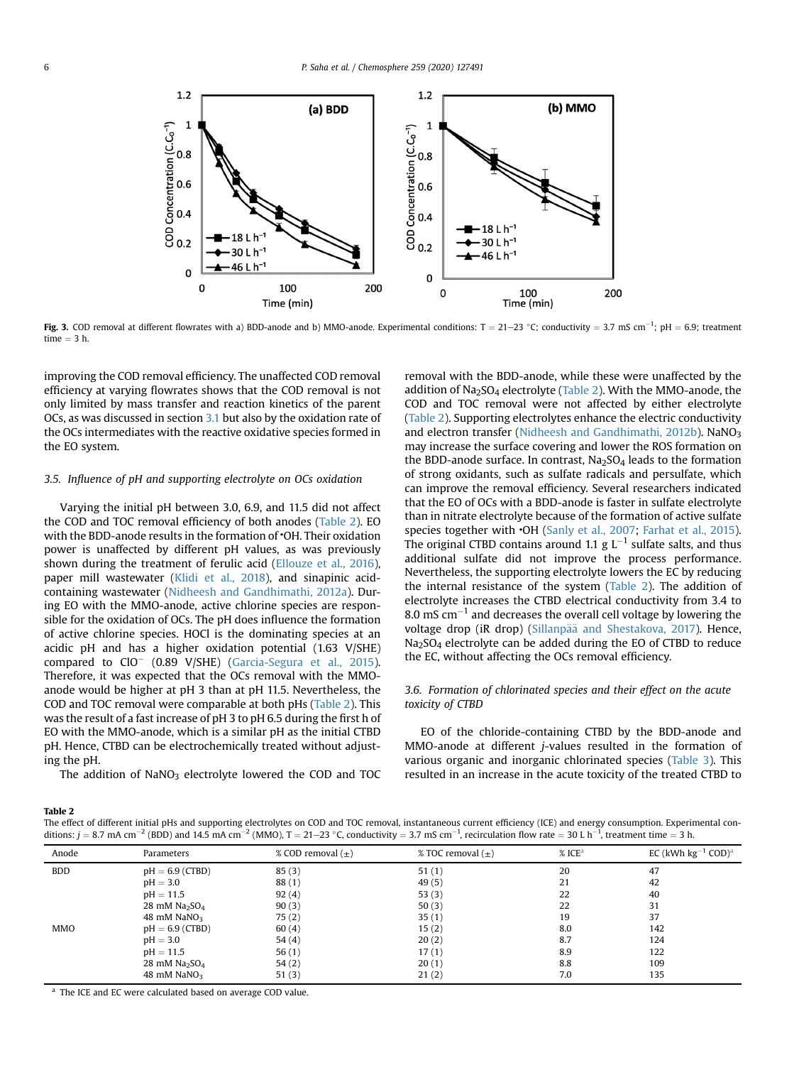**Fig. 3.** COD removal at different flowrates with a) BDD-anode and b) MMO-anode. Experimental conditions: T = 21–23 °C; conductivity = 3.7 mS cm$^{-1}$; pH = 6.9; treatment time = 3 h.

improving the COD removal efficiency. The unaffected COD removal efficiency at varying flowrates shows that the COD removal is not only limited by mass transfer and reaction kinetics of the parent OCs, as was discussed in section 3.1 but also by the oxidation rate of the OCs intermediates with the reactive oxidative species formed in the EO system.

### 3.5. Influence of pH and supporting electrolyte on OCs oxidation

Varying the initial pH between 3.0, 6.9, and 11.5 did not affect the COD and TOC removal efficiency of both anodes (Table 2). EO with the BDD-anode results in the formation of •OH. Their oxidation power is unaffected by different pH values, as was previously shown during the treatment of ferulic acid (Ellouze et al., 2016), paper mill wastewater (Klidi et al., 2018), and sinapinic acid-containing wastewater (Nidheesh and Gandhimathi, 2012a). During EO with the MMO-anode, active chlorine species are responsible for the oxidation of OCs. The pH does influence the formation of active chlorine species. HOCl is the dominating species at an acidic pH and has a higher oxidation potential (1.63 V/SHE) compared to $ClO^-$ (0.89 V/SHE) (Garcia-Segura et al., 2015). Therefore, it was expected that the OCs removal with the MMO-anode would be higher at pH 3 than at pH 11.5. Nevertheless, the COD and TOC removal were comparable at both pHs (Table 2). This was the result of a fast increase of pH 3 to pH 6.5 during the first h of EO with the MMO-anode, which is a similar pH as the initial CTBD pH. Hence, CTBD can be electrochemically treated without adjusting the pH.

The addition of $NaNO_3$ electrolyte lowered the COD and TOC removal with the BDD-anode, while these were unaffected by the addition of $Na_2SO_4$ electrolyte (Table 2). With the MMO-anode, the COD and TOC removal were not affected by either electrolyte (Table 2). Supporting electrolytes enhance the electric conductivity and electron transfer (Nidheesh and Gandhimathi, 2012b). $NaNO_3$ may increase the surface covering and lower the ROS formation on the BDD-anode surface. In contrast, $Na_2SO_4$ leads to the formation of strong oxidants, such as sulfate radicals and persulfate, which can improve the removal efficiency. Several researchers indicated that the EO of OCs with a BDD-anode is faster in sulfate electrolyte than in nitrate electrolyte because of the formation of active sulfate species together with •OH (Sanly et al., 2007; Farhat et al., 2015). The original CTBD contains around 1.1 g L$^{-1}$ sulfate salts, and thus additional sulfate did not improve the process performance. Nevertheless, the supporting electrolyte lowers the EC by reducing the internal resistance of the system (Table 2). The addition of electrolyte increases the CTBD electrical conductivity from 3.4 to 8.0 mS cm$^{-1}$ and decreases the overall cell voltage by lowering the voltage drop (iR drop) (Sillanpää and Shestakova, 2017). Hence, $Na_2SO_4$ electrolyte can be added during the EO of CTBD to reduce the EC, without affecting the OCs removal efficiency.

### 3.6. Formation of chlorinated species and their effect on the acute toxicity of CTBD

EO of the chloride-containing CTBD by the BDD-anode and MMO-anode at different *j*-values resulted in the formation of various organic and inorganic chlorinated species (Table 3). This resulted in an increase in the acute toxicity of the treated CTBD to

**Table 2**
The effect of different initial pHs and supporting electrolytes on COD and TOC removal, instantaneous current efficiency (ICE) and energy consumption. Experimental conditions: $j$ = 8.7 mA cm$^{-2}$ (BDD) and 14.5 mA cm$^{-2}$ (MMO), T = 21–23 °C, conductivity = 3.7 mS cm$^{-1}$, recirculation flow rate = 30 L h$^{-1}$, treatment time = 3 h.

| Anode | Parameters | % COD removal (±) | % TOC removal (±) | % ICE[a] | EC (kWh kg$^{-1}$ COD)[a] |
|---|---|---|---|---|---|
| BDD | pH = 6.9 (CTBD) | 85 (3) | 51 (1) | 20 | 47 |
| | pH = 3.0 | 88 (1) | 49 (5) | 21 | 42 |
| | pH = 11.5 | 92 (4) | 53 (3) | 22 | 40 |
| | 28 mM $Na_2SO_4$ | 90 (3) | 50 (3) | 22 | 31 |
| | 48 mM $NaNO_3$ | 75 (2) | 35 (1) | 19 | 37 |
| MMO | pH = 6.9 (CTBD) | 60 (4) | 15 (2) | 8.0 | 142 |
| | pH = 3.0 | 54 (4) | 20 (2) | 8.7 | 124 |
| | pH = 11.5 | 56 (1) | 17 (1) | 8.9 | 122 |
| | 28 mM $Na_2SO_4$ | 54 (2) | 20 (1) | 8.8 | 109 |
| | 48 mM $NaNO_3$ | 51 (3) | 21 (2) | 7.0 | 135 |

[a] The ICE and EC were calculated based on average COD value.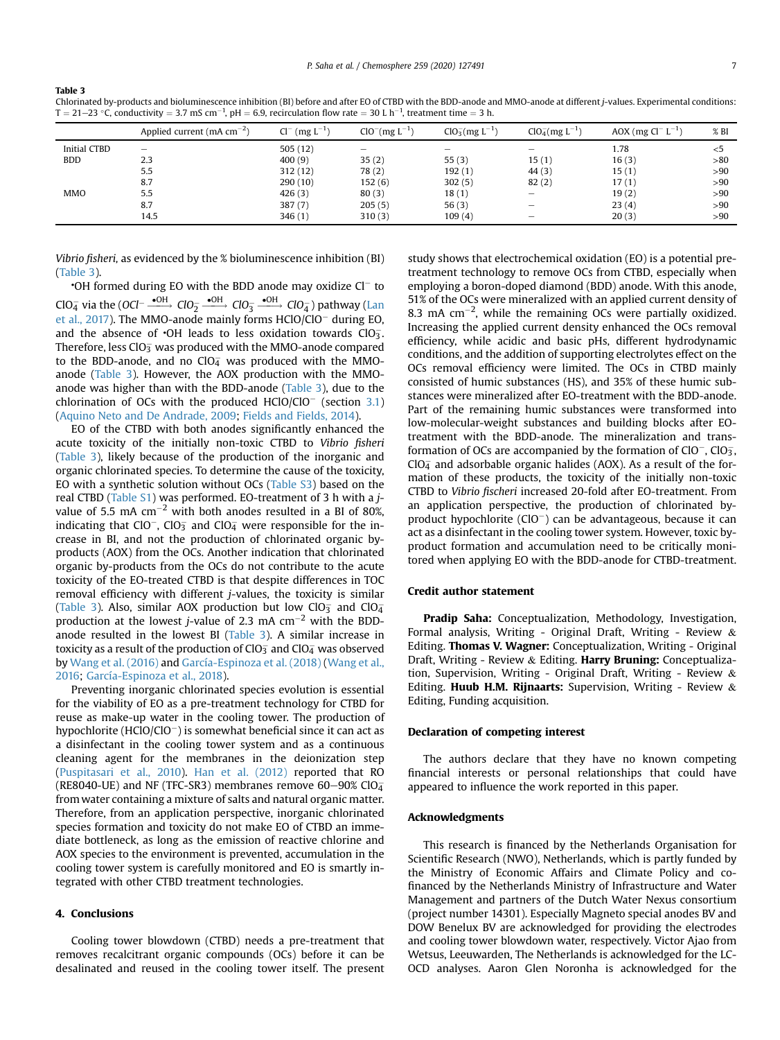**Table 3**
Chlorinated by-products and bioluminescence inhibition (BI) before and after EO of CTBD with the BDD-anode and MMO-anode at different *j*-values. Experimental conditions: T = 21–23 °C, conductivity = 3.7 mS $cm^{-1}$, pH = 6.9, recirculation flow rate = 30 L $h^{-1}$, treatment time = 3 h.

| | Applied current (mA $cm^{-2}$) | $Cl^-$ (mg $L^{-1}$) | $ClO^-$ (mg $L^{-1}$) | $ClO_3^-$ (mg $L^{-1}$) | $ClO_4^-$ (mg $L^{-1}$) | AOX (mg $Cl^-$ $L^{-1}$) | % BI |
|---|---|---|---|---|---|---|---|
| Initial CTBD | – | 505 (12) | – | – | – | 1.78 | <5 |
| BDD | 2.3 | 400 (9) | 35 (2) | 55 (3) | 15 (1) | 16 (3) | >80 |
| | 5.5 | 312 (12) | 78 (2) | 192 (1) | 44 (3) | 15 (1) | >90 |
| | 8.7 | 290 (10) | 152 (6) | 302 (5) | 82 (2) | 17 (1) | >90 |
| MMO | 5.5 | 426 (3) | 80 (3) | 18 (1) | – | 19 (2) | >90 |
| | 8.7 | 387 (7) | 205 (5) | 56 (3) | – | 23 (4) | >90 |
| | 14.5 | 346 (1) | 310 (3) | 109 (4) | – | 20 (3) | >90 |

*Vibrio fisheri*, as evidenced by the % bioluminescence inhibition (BI) (Table 3).

•OH formed during EO with the BDD anode may oxidize $Cl^-$ to $ClO_4^-$ via the ($OCl^- \xrightarrow{\bullet OH} ClO_2^- \xrightarrow{\bullet OH} ClO_3^- \xrightarrow{\bullet OH} ClO_4^-$) pathway (Lan et al., 2017). The MMO-anode mainly forms $HClO/ClO^-$ during EO, and the absence of •OH leads to less oxidation towards $ClO_3^-$. Therefore, less $ClO_3^-$ was produced with the MMO-anode compared to the BDD-anode, and no $ClO_4^-$ was produced with the MMO-anode (Table 3). However, the AOX production with the MMO-anode was higher than with the BDD-anode (Table 3), due to the chlorination of OCs with the produced $HClO/ClO^-$ (section 3.1) (Aquino Neto and De Andrade, 2009; Fields and Fields, 2014).

EO of the CTBD with both anodes significantly enhanced the acute toxicity of the initially non-toxic CTBD to *Vibrio fisheri* (Table 3), likely because of the production of the inorganic and organic chlorinated species. To determine the cause of the toxicity, EO with a synthetic solution without OCs (Table S3) based on the real CTBD (Table S1) was performed. EO-treatment of 3 h with a *j*-value of 5.5 mA $cm^{-2}$ with both anodes resulted in a BI of 80%, indicating that $ClO^-$, $ClO_3^-$ and $ClO_4^-$ were responsible for the increase in BI, and not the production of chlorinated organic by-products (AOX) from the OCs. Another indication that chlorinated organic by-products from the OCs do not contribute to the acute toxicity of the EO-treated CTBD is that despite differences in TOC removal efficiency with different *j*-values, the toxicity is similar (Table 3). Also, similar AOX production but low $ClO_3^-$ and $ClO_4^-$ production at the lowest *j*-value of 2.3 mA $cm^{-2}$ with the BDD-anode resulted in the lowest BI (Table 3). A similar increase in toxicity as a result of the production of $ClO_3^-$ and $ClO_4^-$ was observed by Wang et al. (2016) and García-Espinoza et al. (2018) (Wang et al., 2016; García-Espinoza et al., 2018).

Preventing inorganic chlorinated species evolution is essential for the viability of EO as a pre-treatment technology for CTBD for reuse as make-up water in the cooling tower. The production of hypochlorite ($HClO/ClO^-$) is somewhat beneficial since it can act as a disinfectant in the cooling tower system and as a continuous cleaning agent for the membranes in the deionization step (Puspitasari et al., 2010). Han et al. (2012) reported that RO (RE8040-UE) and NF (TFC-SR3) membranes remove 60–90% $ClO_4^-$ from water containing a mixture of salts and natural organic matter. Therefore, from an application perspective, inorganic chlorinated species formation and toxicity do not make EO of CTBD an immediate bottleneck, as long as the emission of reactive chlorine and AOX species to the environment is prevented, accumulation in the cooling tower system is carefully monitored and EO is smartly integrated with other CTBD treatment technologies.

## 4. Conclusions

Cooling tower blowdown (CTBD) needs a pre-treatment that removes recalcitrant organic compounds (OCs) before it can be desalinated and reused in the cooling tower itself. The present study shows that electrochemical oxidation (EO) is a potential pre-treatment technology to remove OCs from CTBD, especially when employing a boron-doped diamond (BDD) anode. With this anode, 51% of the OCs were mineralized with an applied current density of 8.3 mA $cm^{-2}$, while the remaining OCs were partially oxidized. Increasing the applied current density enhanced the OCs removal efficiency, while acidic and basic pHs, different hydrodynamic conditions, and the addition of supporting electrolytes effect on the OCs removal efficiency were limited. The OCs in CTBD mainly consisted of humic substances (HS), and 35% of these humic substances were mineralized after EO-treatment with the BDD-anode. Part of the remaining humic substances were transformed into low-molecular-weight substances and building blocks after EO-treatment with the BDD-anode. The mineralization and transformation of OCs are accompanied by the formation of $ClO^-$, $ClO_3^-$, $ClO_4^-$ and adsorbable organic halides (AOX). As a result of the formation of these products, the toxicity of the initially non-toxic CTBD to *Vibrio fischeri* increased 20-fold after EO-treatment. From an application perspective, the production of chlorinated by-product hypochlorite ($ClO^-$) can be advantageous, because it can act as a disinfectant in the cooling tower system. However, toxic by-product formation and accumulation need to be critically monitored when applying EO with the BDD-anode for CTBD-treatment.

### Credit author statement

**Pradip Saha:** Conceptualization, Methodology, Investigation, Formal analysis, Writing - Original Draft, Writing - Review & Editing. **Thomas V. Wagner:** Conceptualization, Writing - Original Draft, Writing - Review & Editing. **Harry Bruning:** Conceptualization, Supervision, Writing - Original Draft, Writing - Review & Editing. **Huub H.M. Rijnaarts:** Supervision, Writing - Review & Editing, Funding acquisition.

### Declaration of competing interest

The authors declare that they have no known competing financial interests or personal relationships that could have appeared to influence the work reported in this paper.

### Acknowledgments

This research is financed by the Netherlands Organisation for Scientific Research (NWO), Netherlands, which is partly funded by the Ministry of Economic Affairs and Climate Policy and co-financed by the Netherlands Ministry of Infrastructure and Water Management and partners of the Dutch Water Nexus consortium (project number 14301). Especially Magneto special anodes BV and DOW Benelux BV are acknowledged for providing the electrodes and cooling tower blowdown water, respectively. Victor Ajao from Wetsus, Leeuwarden, The Netherlands is acknowledged for the LC-OCD analyses. Aaron Glen Noronha is acknowledged for the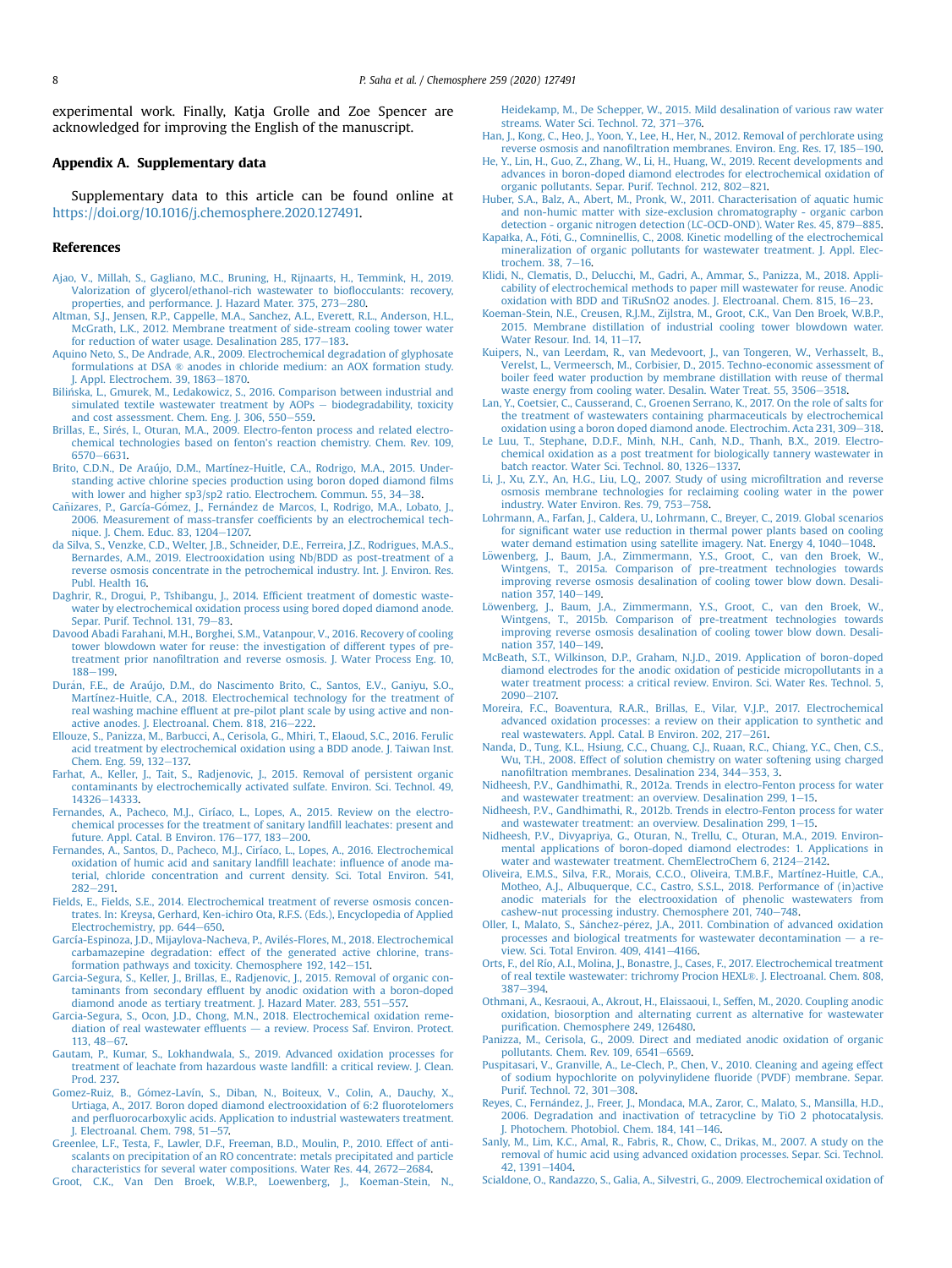experimental work. Finally, Katja Grolle and Zoe Spencer are acknowledged for improving the English of the manuscript.

## Appendix A. Supplementary data

Supplementary data to this article can be found online at https://doi.org/10.1016/j.chemosphere.2020.127491.

## References

Ajao, V., Millah, S., Gagliano, M.C., Bruning, H., Rijnaarts, H., Temmink, H., 2019. Valorization of glycerol/ethanol-rich wastewater to bioflocculants: recovery, properties, and performance. J. Hazard Mater. 375, 273–280.

Altman, S.J., Jensen, R.P., Cappelle, M.A., Sanchez, A.L., Everett, R.L., Anderson, H.L., McGrath, L.K., 2012. Membrane treatment of side-stream cooling tower water for reduction of water usage. Desalination 285, 177–183.

Aquino Neto, S., De Andrade, A.R., 2009. Electrochemical degradation of glyphosate formulations at DSA ® anodes in chloride medium: an AOX formation study. J. Appl. Electrochem. 39, 1863–1870.

Bilińska, L., Gmurek, M., Ledakowicz, S., 2016. Comparison between industrial and simulated textile wastewater treatment by AOPs – biodegradability, toxicity and cost assessment. Chem. Eng. J. 306, 550–559.

Brillas, E., Sirés, I., Oturan, M.A., 2009. Electro-fenton process and related electrochemical technologies based on fenton's reaction chemistry. Chem. Rev. 109, 6570–6631.

Brito, C.D.N., De Araújo, D.M., Martínez-Huitle, C.A., Rodrigo, M.A., 2015. Understanding active chlorine species production using boron doped diamond films with lower and higher sp3/sp2 ratio. Electrochem. Commun. 55, 34–38.

Cañizares, P., García-Gómez, J., Fernández de Marcos, I., Rodrigo, M.A., Lobato, J., 2006. Measurement of mass-transfer coefficients by an electrochemical technique. J. Chem. Educ. 83, 1204–1207.

da Silva, S., Venzke, C.D., Welter, J.B., Schneider, D.E., Ferreira, J.Z., Rodrigues, M.A.S., Bernardes, A.M., 2019. Electrooxidation using Nb/BDD as post-treatment of a reverse osmosis concentrate in the petrochemical industry. Int. J. Environ. Res. Publ. Health 16.

Daghrir, R., Drogui, P., Tshibangu, J., 2014. Efficient treatment of domestic wastewater by electrochemical oxidation process using bored doped diamond anode. Separ. Purif. Technol. 131, 79–83.

Davood Abadi Farahani, M.H., Borghei, S.M., Vatanpour, V., 2016. Recovery of cooling tower blowdown water for reuse: the investigation of different types of pretreatment prior nanofiltration and reverse osmosis. J. Water Process Eng. 10, 188–199.

Durán, F.E., de Araújo, D.M., do Nascimento Brito, C., Santos, E.V., Ganiyu, S.O., Martínez-Huitle, C.A., 2018. Electrochemical technology for the treatment of real washing machine effluent at pre-pilot plant scale by using active and non-active anodes. J. Electroanal. Chem. 818, 216–222.

Ellouze, S., Panizza, M., Barbucci, A., Cerisola, G., Mhiri, T., Elaoud, S.C., 2016. Ferulic acid treatment by electrochemical oxidation using a BDD anode. J. Taiwan Inst. Chem. Eng. 59, 132–137.

Farhat, A., Keller, J., Tait, S., Radjenovic, J., 2015. Removal of persistent organic contaminants by electrochemically activated sulfate. Environ. Sci. Technol. 49, 14326–14333.

Fernandes, A., Pacheco, M.J., Ciríaco, L., Lopes, A., 2015. Review on the electrochemical processes for the treatment of sanitary landfill leachates: present and future. Appl. Catal. B Environ. 176–177, 183–200.

Fernandes, A., Santos, D., Pacheco, M.J., Ciríaco, L., Lopes, A., 2016. Electrochemical oxidation of humic acid and sanitary landfill leachate: influence of anode material, chloride concentration and current density. Sci. Total Environ. 541, 282–291.

Fields, E., Fields, S.E., 2014. Electrochemical treatment of reverse osmosis concentrates. In: Kreysa, Gerhard, Ken-ichiro Ota, R.F.S. (Eds.), Encyclopedia of Applied Electrochemistry, pp. 644–650.

García-Espinoza, J.D., Mijaylova-Nacheva, P., Avilés-Flores, M., 2018. Electrochemical carbamazepine degradation: effect of the generated active chlorine, transformation pathways and toxicity. Chemosphere 192, 142–151.

Garcia-Segura, S., Keller, J., Brillas, E., Radjenovic, J., 2015. Removal of organic contaminants from secondary effluent by anodic oxidation with a boron-doped diamond anode as tertiary treatment. J. Hazard Mater. 283, 551–557.

Garcia-Segura, S., Ocon, J.D., Chong, M.N., 2018. Electrochemical oxidation remediation of real wastewater effluents — a review. Process Saf. Environ. Protect. 113, 48–67.

Gautam, P., Kumar, S., Lokhandwala, S., 2019. Advanced oxidation processes for treatment of leachate from hazardous waste landfill: a critical review. J. Clean. Prod. 237.

Gomez-Ruiz, B., Gómez-Lavín, S., Diban, N., Boiteux, V., Colin, A., Dauchy, X., Urtiaga, A., 2017. Boron doped diamond electrooxidation of 6:2 fluorotelomers and perfluorocarboxylic acids. Application to industrial wastewaters treatment. J. Electroanal. Chem. 798, 51–57.

Greenlee, L.F., Testa, F., Lawler, D.F., Freeman, B.D., Moulin, P., 2010. Effect of antiscalants on precipitation of an RO concentrate: metals precipitated and particle characteristics for several water compositions. Water Res. 44, 2672–2684.

Groot, C.K., Van Den Broek, W.B.P., Loewenberg, J., Koeman-Stein, N., Heidekamp, M., De Schepper, W., 2015. Mild desalination of various raw water streams. Water Sci. Technol. 72, 371–376.

Han, J., Kong, C., Heo, J., Yoon, Y., Lee, H., Her, N., 2012. Removal of perchlorate using reverse osmosis and nanofiltration membranes. Environ. Eng. Res. 17, 185–190.

He, Y., Lin, H., Guo, Z., Zhang, W., Li, H., Huang, W., 2019. Recent developments and advances in boron-doped diamond electrodes for electrochemical oxidation of organic pollutants. Separ. Purif. Technol. 212, 802–821.

Huber, S.A., Balz, A., Abert, M., Pronk, W., 2011. Characterisation of aquatic humic and non-humic matter with size-exclusion chromatography - organic carbon detection - organic nitrogen detection (LC-OCD-OND). Water Res. 45, 879–885.

Kapałka, A., Fóti, G., Comninellis, C., 2008. Kinetic modelling of the electrochemical mineralization of organic pollutants for wastewater treatment. J. Appl. Electrochem. 38, 7–16.

Klidi, N., Clematis, D., Delucchi, M., Gadri, A., Ammar, S., Panizza, M., 2018. Applicability of electrochemical methods to paper mill wastewater for reuse. Anodic oxidation with BDD and TiRuSnO2 anodes. J. Electroanal. Chem. 815, 16–23.

Koeman-Stein, N.E., Creusen, R.J.M., Zijlstra, M., Groot, C.K., Van Den Broek, W.B.P., 2015. Membrane distillation of industrial cooling tower blowdown water. Water Resour. Ind. 14, 11–17.

Kuipers, N., van Leerdam, R., van Medevoort, J., van Tongeren, W., Verhasselt, B., Verelst, L., Vermeersch, M., Corbisier, D., 2015. Techno-economic assessment of boiler feed water production by membrane distillation with reuse of thermal waste energy from cooling water. Desalin. Water Treat. 55, 3506–3518.

Lan, Y., Coetsier, C., Causserand, C., Groenen Serrano, K., 2017. On the role of salts for the treatment of wastewaters containing pharmaceuticals by electrochemical oxidation using a boron doped diamond anode. Electrochim. Acta 231, 309–318.

Le Luu, T., Stephane, D.D.F., Minh, N.H., Canh, N.D., Thanh, B.X., 2019. Electrochemical oxidation as a post treatment for biologically tannery wastewater in batch reactor. Water Sci. Technol. 80, 1326–1337.

Li, J., Xu, Z.Y., An, H.G., Liu, L.Q., 2007. Study of using microfiltration and reverse osmosis membrane technologies for reclaiming cooling water in the power industry. Water Environ. Res. 79, 753–758.

Lohrmann, A., Farfan, J., Caldera, U., Lohrmann, C., Breyer, C., 2019. Global scenarios for significant water use reduction in thermal power plants based on cooling water demand estimation using satellite imagery. Nat. Energy 4, 1040–1048.

Löwenberg, J., Baum, J.A., Zimmermann, Y.S., Groot, C., van den Broek, W., Wintgens, T., 2015a. Comparison of pre-treatment technologies towards improving reverse osmosis desalination of cooling tower blow down. Desalination 357, 140–149.

Löwenberg, J., Baum, J.A., Zimmermann, Y.S., Groot, C., van den Broek, W., Wintgens, T., 2015b. Comparison of pre-treatment technologies towards improving reverse osmosis desalination of cooling tower blow down. Desalination 357, 140–149.

McBeath, S.T., Wilkinson, D.P., Graham, N.J.D., 2019. Application of boron-doped diamond electrodes for the anodic oxidation of pesticide micropollutants in a water treatment process: a critical review. Environ. Sci. Water Res. Technol. 5, 2090–2107.

Moreira, F.C., Boaventura, R.A.R., Brillas, E., Vilar, V.J.P., 2017. Electrochemical advanced oxidation processes: a review on their application to synthetic and real wastewaters. Appl. Catal. B Environ. 202, 217–261.

Nanda, D., Tung, K.L., Hsiung, C.C., Chuang, C.J., Ruaan, R.C., Chiang, Y.C., Chen, C.S., Wu, T.H., 2008. Effect of solution chemistry on water softening using charged nanofiltration membranes. Desalination 234, 344–353, 3.

Nidheesh, P.V., Gandhimathi, R., 2012a. Trends in electro-Fenton process for water and wastewater treatment: an overview. Desalination 299, 1–15.

Nidheesh, P.V., Gandhimathi, R., 2012b. Trends in electro-Fenton process for water and wastewater treatment: an overview. Desalination 299, 1–15.

Nidheesh, P.V., Divyapriya, G., Oturan, N., Trellu, C., Oturan, M.A., 2019. Environmental applications of boron-doped diamond electrodes: 1. Applications in water and wastewater treatment. ChemElectroChem 6, 2124–2142.

Oliveira, E.M.S., Silva, F.R., Morais, C.C.O., Oliveira, T.M.B.F., Martínez-Huitle, C.A., Motheo, A.J., Albuquerque, C.C., Castro, S.S.L., 2018. Performance of (in)active anodic materials for the electrooxidation of phenolic wastewaters from cashew-nut processing industry. Chemosphere 201, 740–748.

Oller, I., Malato, S., Sánchez-pérez, J.A., 2011. Combination of advanced oxidation processes and biological treatments for wastewater decontamination — a review. Sci. Total Environ. 409, 4141–4166.

Orts, F., del Río, A.I., Molina, J., Bonastre, J., Cases, F., 2017. Electrochemical treatment of real textile wastewater: trichromy Procion HEXL®. J. Electroanal. Chem. 808, 387–394.

Othmani, A., Kesraoui, A., Akrout, H., Elaissaoui, I., Seffen, M., 2020. Coupling anodic oxidation, biosorption and alternating current as alternative for wastewater purification. Chemosphere 249, 126480.

Panizza, M., Cerisola, G., 2009. Direct and mediated anodic oxidation of organic pollutants. Chem. Rev. 109, 6541–6569.

Puspitasari, V., Granville, A., Le-Clech, P., Chen, V., 2010. Cleaning and ageing effect of sodium hypochlorite on polyvinylidene fluoride (PVDF) membrane. Separ. Purif. Technol. 72, 301–308.

Reyes, C., Fernández, J., Freer, J., Mondaca, M.A., Zaror, C., Malato, S., Mansilla, H.D., 2006. Degradation and inactivation of tetracycline by TiO 2 photocatalysis. J. Photochem. Photobiol. Chem. 184, 141–146.

Sanly, M., Lim, K.C., Amal, R., Fabris, R., Chow, C., Drikas, M., 2007. A study on the removal of humic acid using advanced oxidation processes. Separ. Sci. Technol. 42, 1391–1404.

Scialdone, O., Randazzo, S., Galia, A., Silvestri, G., 2009. Electrochemical oxidation of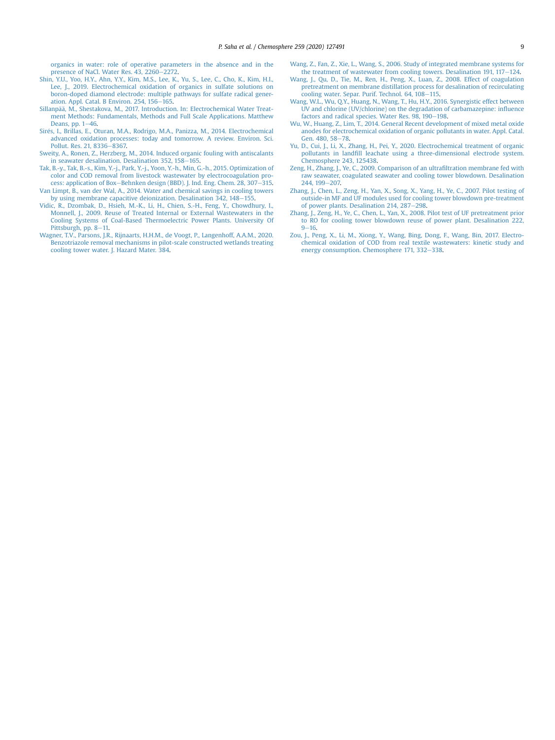organics in water: role of operative parameters in the absence and in the presence of NaCl. Water Res. 43, 2260–2272.

Shin, Y.U., Yoo, H.Y., Ahn, Y.Y., Kim, M.S., Lee, K., Yu, S., Lee, C., Cho, K., Kim, H.I., Lee, J., 2019. Electrochemical oxidation of organics in sulfate solutions on boron-doped diamond electrode: multiple pathways for sulfate radical generation. Appl. Catal. B Environ. 254, 156–165.

Sillanpää, M., Shestakova, M., 2017. Introduction. In: Electrochemical Water Treatment Methods: Fundamentals, Methods and Full Scale Applications. Matthew Deans, pp. 1–46.

Sirés, I., Brillas, E., Oturan, M.A., Rodrigo, M.A., Panizza, M., 2014. Electrochemical advanced oxidation processes: today and tomorrow. A review. Environ. Sci. Pollut. Res. 21, 8336–8367.

Sweity, A., Ronen, Z., Herzberg, M., 2014. Induced organic fouling with antiscalants in seawater desalination. Desalination 352, 158–165.

Tak, B.-y., Tak, B.-s., Kim, Y.-j., Park, Y.-j., Yoon, Y.-h., Min, G.-h., 2015. Optimization of color and COD removal from livestock wastewater by electrocoagulation process: application of Box–Behnken design (BBD). J. Ind. Eng. Chem. 28, 307–315.

Van Limpt, B., van der Wal, A., 2014. Water and chemical savings in cooling towers by using membrane capacitive deionization. Desalination 342, 148–155.

Vidic, R., Dzombak, D., Hsieh, M.-K., Li, H., Chien, S.-H., Feng, Y., Chowdhury, I., Monnell, J., 2009. Reuse of Treated Internal or External Wastewaters in the Cooling Systems of Coal-Based Thermoelectric Power Plants. University Of Pittsburgh, pp. 8–11.

Wagner, T.V., Parsons, J.R., Rijnaarts, H.H.M., de Voogt, P., Langenhoff, A.A.M., 2020. Benzotriazole removal mechanisms in pilot-scale constructed wetlands treating cooling tower water. J. Hazard Mater. 384.

Wang, Z., Fan, Z., Xie, L., Wang, S., 2006. Study of integrated membrane systems for the treatment of wastewater from cooling towers. Desalination 191, 117–124.

Wang, J., Qu, D., Tie, M., Ren, H., Peng, X., Luan, Z., 2008. Effect of coagulation pretreatment on membrane distillation process for desalination of recirculating cooling water. Separ. Purif. Technol. 64, 108–115.

Wang, W.L., Wu, Q.Y., Huang, N., Wang, T., Hu, H.Y., 2016. Synergistic effect between UV and chlorine (UV/chlorine) on the degradation of carbamazepine: influence factors and radical species. Water Res. 98, 190–198.

Wu, W., Huang, Z., Lim, T., 2014. General Recent development of mixed metal oxide anodes for electrochemical oxidation of organic pollutants in water. Appl. Catal. Gen. 480, 58–78.

Yu, D., Cui, J., Li, X., Zhang, H., Pei, Y., 2020. Electrochemical treatment of organic pollutants in landfill leachate using a three-dimensional electrode system. Chemosphere 243, 125438.

Zeng, H., Zhang, J., Ye, C., 2009. Comparison of an ultrafiltration membrane fed with raw seawater, coagulated seawater and cooling tower blowdown. Desalination 244, 199–207.

Zhang, J., Chen, L., Zeng, H., Yan, X., Song, X., Yang, H., Ye, C., 2007. Pilot testing of outside-in MF and UF modules used for cooling tower blowdown pre-treatment of power plants. Desalination 214, 287–298.

Zhang, J., Zeng, H., Ye, C., Chen, L., Yan, X., 2008. Pilot test of UF pretreatment prior to RO for cooling tower blowdown reuse of power plant. Desalination 222, 9–16.

Zou, J., Peng, X., Li, M., Xiong, Y., Wang, Bing, Dong, F., Wang, Bin, 2017. Electrochemical oxidation of COD from real textile wastewaters: kinetic study and energy consumption. Chemosphere 171, 332–338.